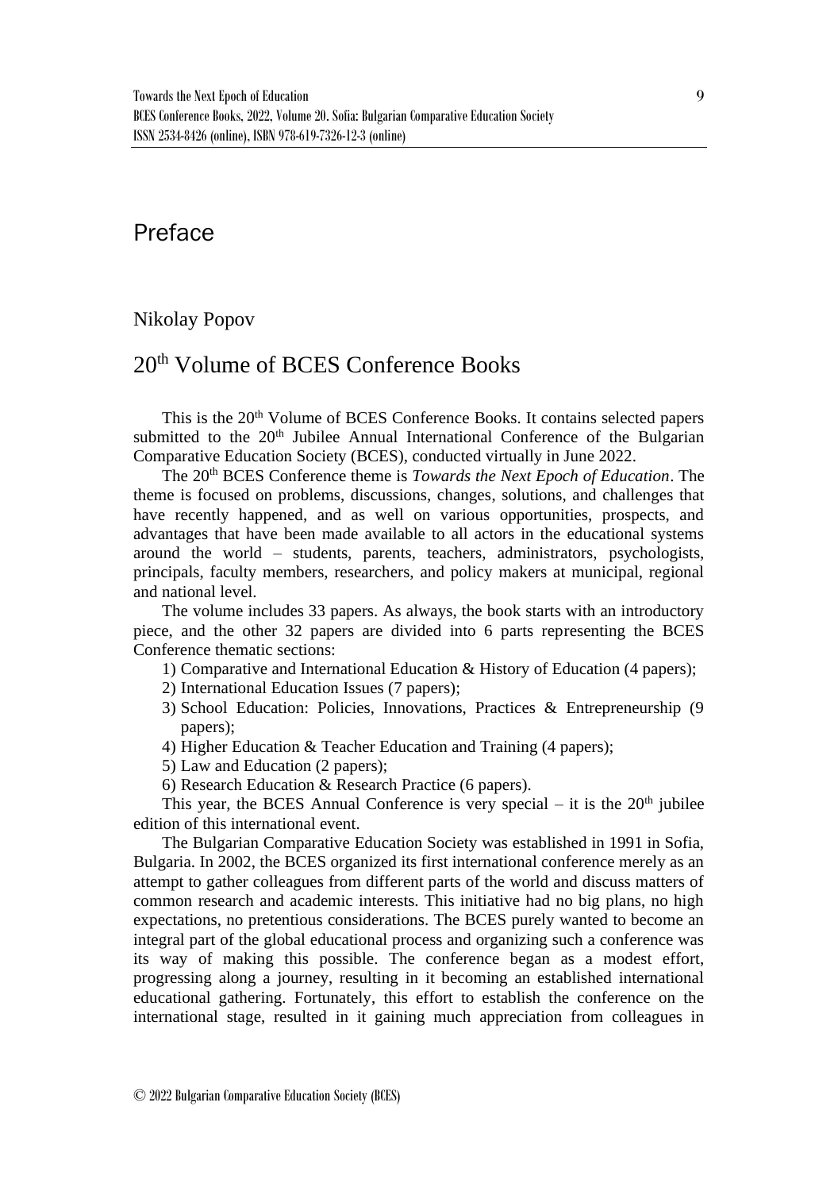# Preface

Nikolay Popov

## 20th Volume of BCES Conference Books

This is the 20th Volume of BCES Conference Books. It contains selected papers submitted to the 20th Jubilee Annual International Conference of the Bulgarian Comparative Education Society (BCES), conducted virtually in June 2022.

The 20th BCES Conference theme is *Towards the Next Epoch of Education*. The theme is focused on problems, discussions, changes, solutions, and challenges that have recently happened, and as well on various opportunities, prospects, and advantages that have been made available to all actors in the educational systems around the world – students, parents, teachers, administrators, psychologists, principals, faculty members, researchers, and policy makers at municipal, regional and national level.

The volume includes 33 papers. As always, the book starts with an introductory piece, and the other 32 papers are divided into 6 parts representing the BCES Conference thematic sections:

1) Comparative and International Education & History of Education (4 papers);
2) International Education Issues (7 papers);
3) School Education: Policies, Innovations, Practices & Entrepreneurship (9 papers);
4) Higher Education & Teacher Education and Training (4 papers);
5) Law and Education (2 papers);
6) Research Education & Research Practice (6 papers).

This year, the BCES Annual Conference is very special – it is the 20th jubilee edition of this international event.

The Bulgarian Comparative Education Society was established in 1991 in Sofia, Bulgaria. In 2002, the BCES organized its first international conference merely as an attempt to gather colleagues from different parts of the world and discuss matters of common research and academic interests. This initiative had no big plans, no high expectations, no pretentious considerations. The BCES purely wanted to become an integral part of the global educational process and organizing such a conference was its way of making this possible. The conference began as a modest effort, progressing along a journey, resulting in it becoming an established international educational gathering. Fortunately, this effort to establish the conference on the international stage, resulted in it gaining much appreciation from colleagues in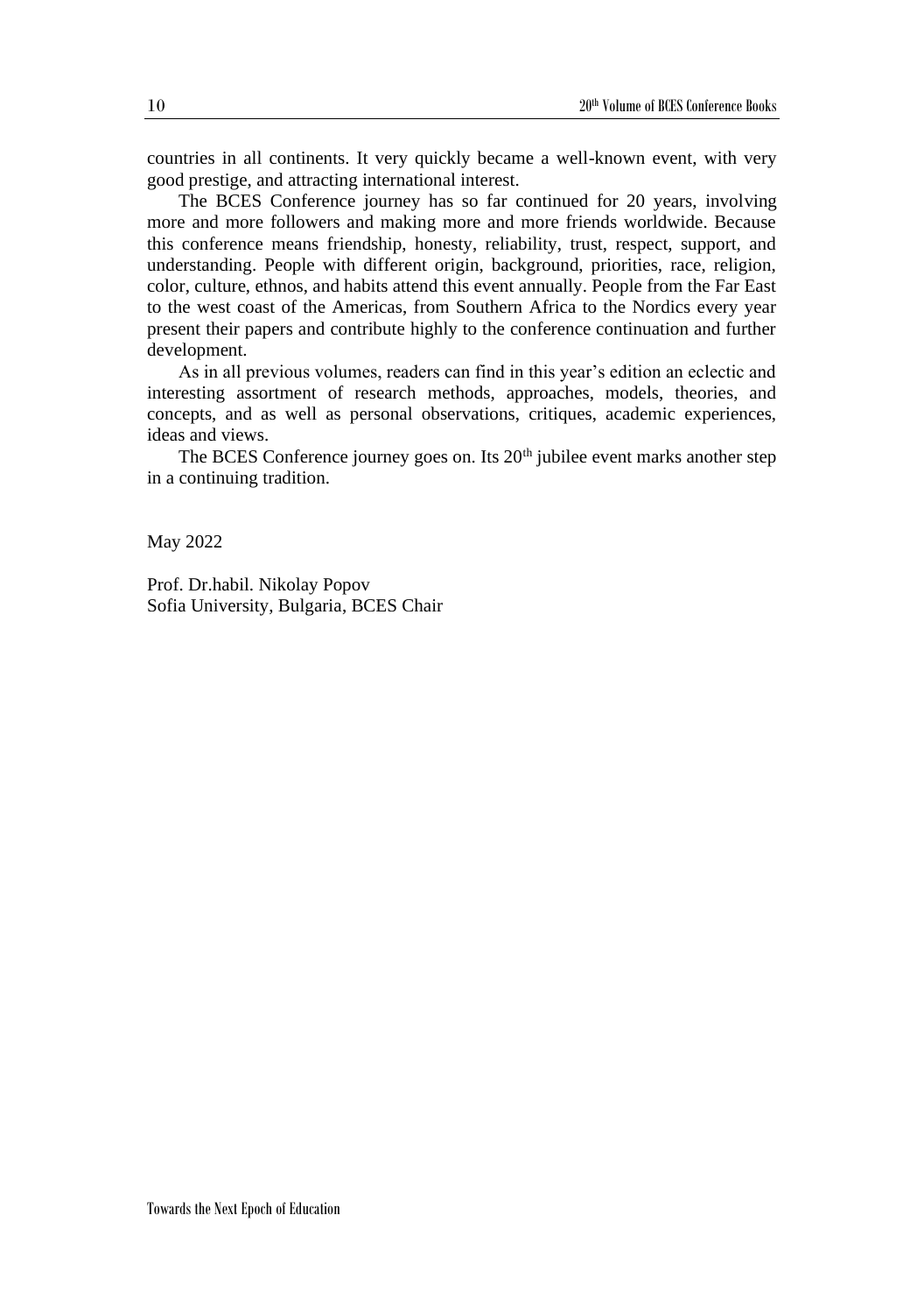countries in all continents. It very quickly became a well-known event, with very good prestige, and attracting international interest.

The BCES Conference journey has so far continued for 20 years, involving more and more followers and making more and more friends worldwide. Because this conference means friendship, honesty, reliability, trust, respect, support, and understanding. People with different origin, background, priorities, race, religion, color, culture, ethnos, and habits attend this event annually. People from the Far East to the west coast of the Americas, from Southern Africa to the Nordics every year present their papers and contribute highly to the conference continuation and further development.

As in all previous volumes, readers can find in this year's edition an eclectic and interesting assortment of research methods, approaches, models, theories, and concepts, and as well as personal observations, critiques, academic experiences, ideas and views.

The BCES Conference journey goes on. Its 20th jubilee event marks another step in a continuing tradition.

May 2022

Prof. Dr.habil. Nikolay Popov
Sofia University, Bulgaria, BCES Chair